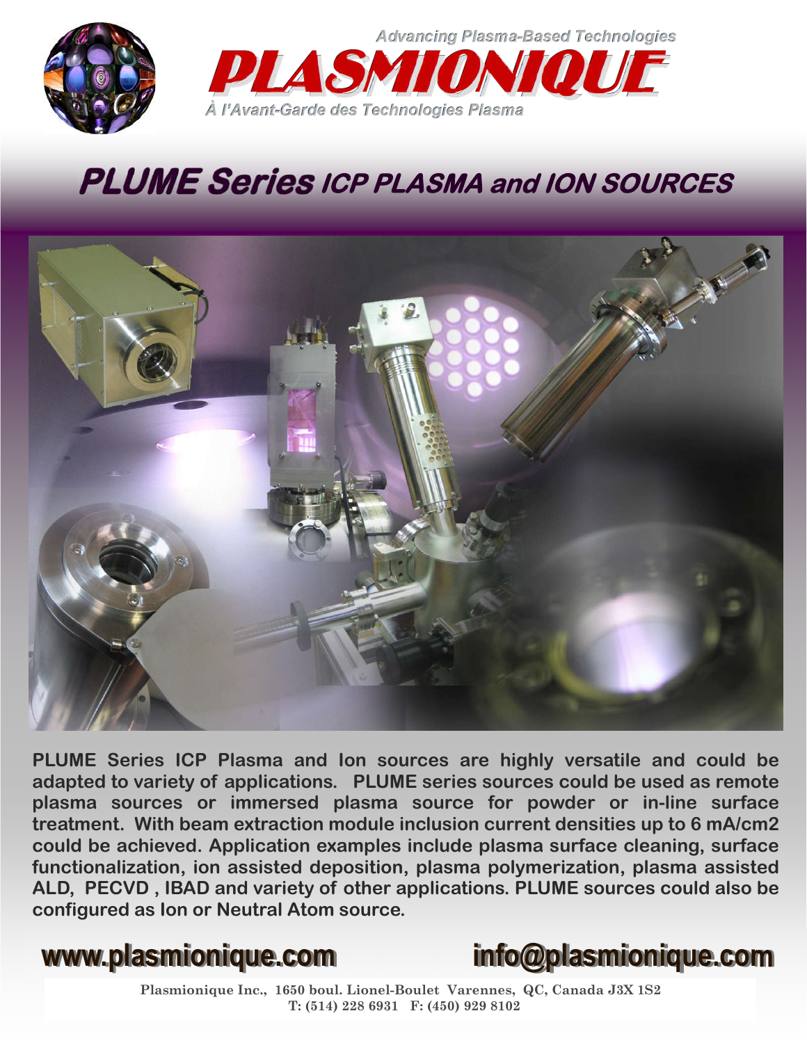*Advancing Plasma-Based Technologies*

# PLASMIONIQUE

*À l'Avant-Garde des Technologies Plasma*

## PLUME Series *ICP PLASMA and ION SOURCES*

**PLUME Series ICP Plasma and Ion sources are highly versatile and could be adapted to variety of applications. PLUME series sources could be used as remote plasma sources or immersed plasma source for powder or in-line surface treatment. With beam extraction module inclusion current densities up to 6 mA/cm2 could be achieved. Application examples include plasma surface cleaning, surface functionalization, ion assisted deposition, plasma polymerization, plasma assisted ALD, PECVD , IBAD and variety of other applications. PLUME sources could also be configured as Ion or Neutral Atom source.**

**www.plasmionique.com** **info@plasmionique.com**

**Plasmionique Inc., 1650 boul. Lionel-Boulet Varennes, QC, Canada J3X 1S2**
**T: (514) 228 6931 F: (450) 929 8102**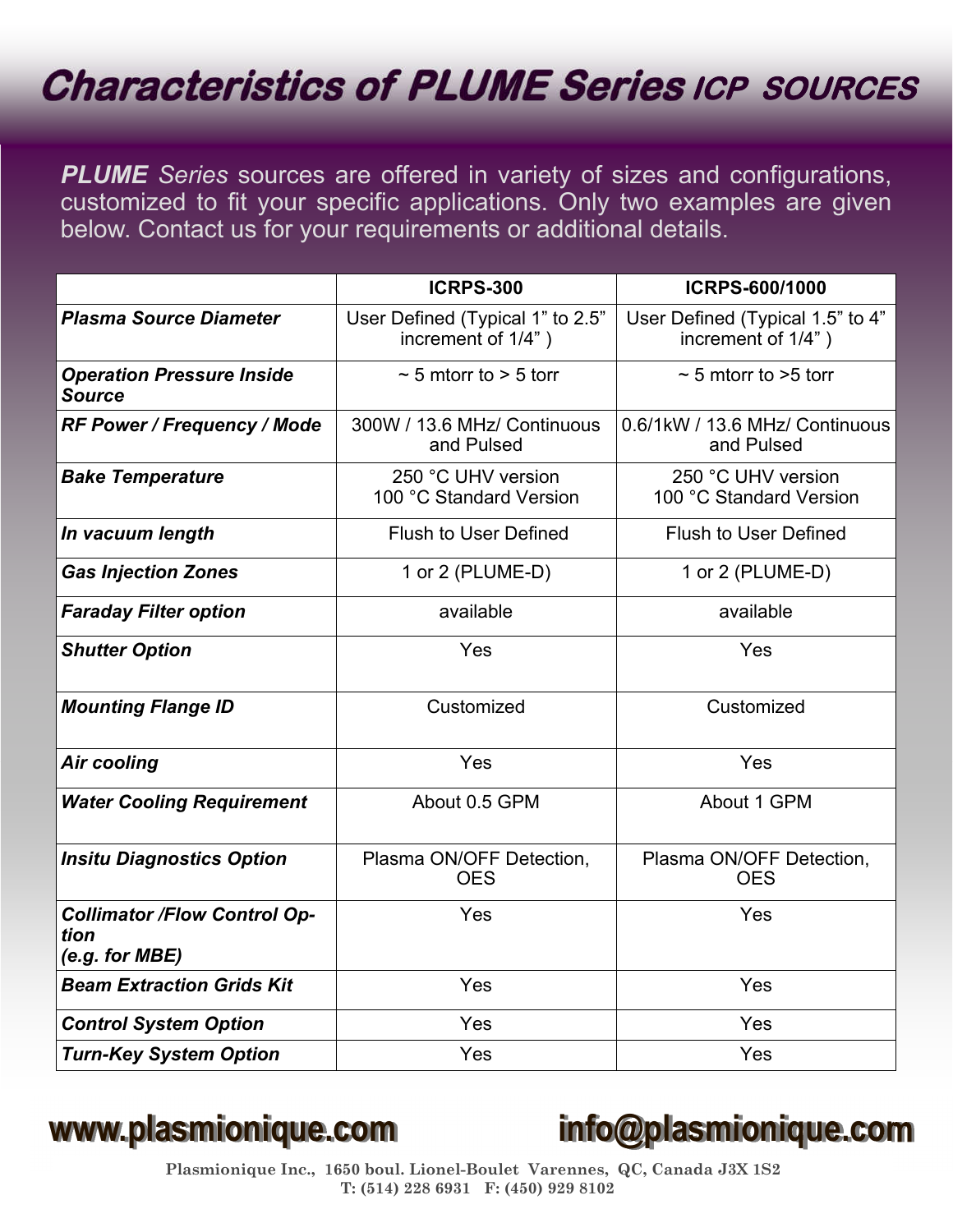# *Characteristics of PLUME Series ICP SOURCES*

***PLUME*** *Series* sources are offered in variety of sizes and configurations, customized to fit your specific applications. Only two examples are given below. Contact us for your requirements or additional details.

| | ICRPS-300 | ICRPS-600/1000 |
|---|---|---|
| ***Plasma Source Diameter*** | User Defined (Typical 1" to 2.5" increment of 1/4" ) | User Defined (Typical 1.5" to 4" increment of 1/4" ) |
| ***Operation Pressure Inside Source*** | ~ 5 mtorr to > 5 torr | ~ 5 mtorr to >5 torr |
| ***RF Power / Frequency / Mode*** | 300W / 13.6 MHz/ Continuous and Pulsed | 0.6/1kW / 13.6 MHz/ Continuous and Pulsed |
| ***Bake Temperature*** | 250 °C UHV version<br>100 °C Standard Version | 250 °C UHV version<br>100 °C Standard Version |
| ***In vacuum length*** | Flush to User Defined | Flush to User Defined |
| ***Gas Injection Zones*** | 1 or 2 (PLUME-D) | 1 or 2 (PLUME-D) |
| ***Faraday Filter option*** | available | available |
| ***Shutter Option*** | Yes | Yes |
| ***Mounting Flange ID*** | Customized | Customized |
| ***Air cooling*** | Yes | Yes |
| ***Water Cooling Requirement*** | About 0.5 GPM | About 1 GPM |
| ***Insitu Diagnostics Option*** | Plasma ON/OFF Detection, OES | Plasma ON/OFF Detection, OES |
| ***Collimator /Flow Control Option (e.g. for MBE)*** | Yes | Yes |
| ***Beam Extraction Grids Kit*** | Yes | Yes |
| ***Control System Option*** | Yes | Yes |
| ***Turn-Key System Option*** | Yes | Yes |

**www.plasmionique.com** **info@plasmionique.com**

**Plasmionique Inc., 1650 boul. Lionel-Boulet Varennes, QC, Canada J3X 1S2**
**T: (514) 228 6931 F: (450) 929 8102**